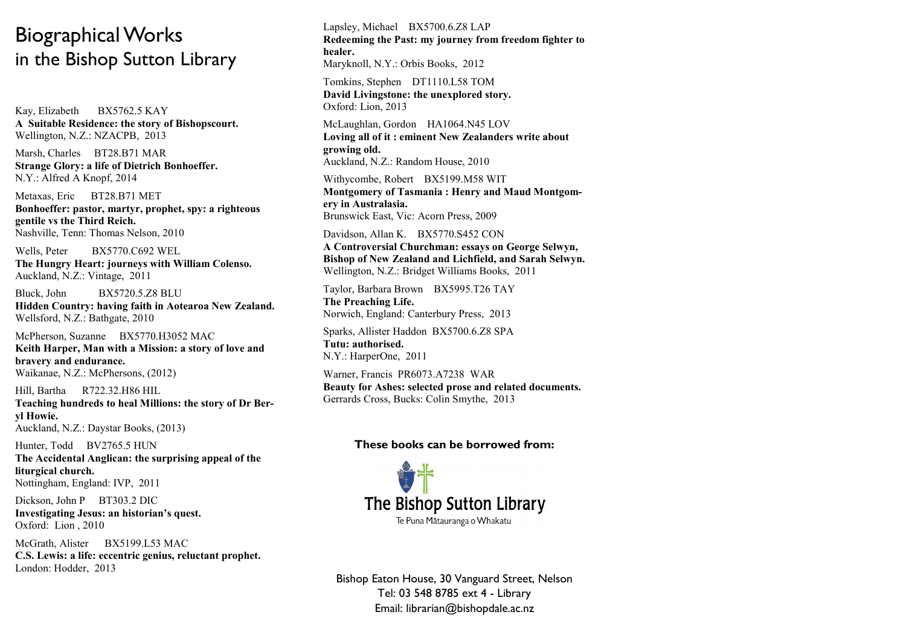# Biographical Works in the Bishop Sutton Library

Kay, Elizabeth BX5762.5 KAY
**A Suitable Residence: the story of Bishopscourt.**
Wellington, N.Z.: NZACPB, 2013

Marsh, Charles BT28.B71 MAR
**Strange Glory: a life of Dietrich Bonhoeffer.**
N.Y.: Alfred A Knopf, 2014

Metaxas, Eric BT28.B71 MET
**Bonhoeffer: pastor, martyr, prophet, spy: a righteous gentile vs the Third Reich.**
Nashville, Tenn: Thomas Nelson, 2010

Wells, Peter BX5770.C692 WEL
**The Hungry Heart: journeys with William Colenso.**
Auckland, N.Z.: Vintage, 2011

Bluck, John BX5720.5.Z8 BLU
**Hidden Country: having faith in Aotearoa New Zealand.**
Wellsford, N.Z.: Bathgate, 2010

McPherson, Suzanne BX5770.H3052 MAC
**Keith Harper, Man with a Mission: a story of love and bravery and endurance.**
Waikanae, N.Z.: McPhersons, (2012)

Hill, Bartha R722.32.H86 HIL
**Teaching hundreds to heal Millions: the story of Dr Beryl Howie.**
Auckland, N.Z.: Daystar Books, (2013)

Hunter, Todd BV2765.5 HUN
**The Accidental Anglican: the surprising appeal of the liturgical church.**
Nottingham, England: IVP, 2011

Dickson, John P BT303.2 DIC
**Investigating Jesus: an historian's quest.**
Oxford: Lion , 2010

McGrath, Alister BX5199.L53 MAC
**C.S. Lewis: a life: eccentric genius, reluctant prophet.**
London: Hodder, 2013

Lapsley, Michael BX5700.6.Z8 LAP
**Redeeming the Past: my journey from freedom fighter to healer.**
Maryknoll, N.Y.: Orbis Books, 2012

Tomkins, Stephen DT1110.L58 TOM
**David Livingstone: the unexplored story.**
Oxford: Lion, 2013

McLaughlan, Gordon HA1064.N45 LOV
**Loving all of it : eminent New Zealanders write about growing old.**
Auckland, N.Z.: Random House, 2010

Withycombe, Robert BX5199.M58 WIT
**Montgomery of Tasmania : Henry and Maud Montgomery in Australasia.**
Brunswick East, Vic: Acorn Press, 2009

Davidson, Allan K. BX5770.S452 CON
**A Controversial Churchman: essays on George Selwyn, Bishop of New Zealand and Lichfield, and Sarah Selwyn.**
Wellington, N.Z.: Bridget Williams Books, 2011

Taylor, Barbara Brown BX5995.T26 TAY
**The Preaching Life.**
Norwich, England: Canterbury Press, 2013

Sparks, Allister Haddon BX5700.6.Z8 SPA
**Tutu: authorised.**
N.Y.: HarperOne, 2011

Warner, Francis PR6073.A7238 WAR
**Beauty for Ashes: selected prose and related documents.**
Gerrards Cross, Bucks: Colin Smythe, 2013

**These books can be borrowed from:**

The Bishop Sutton Library
Te Puna Mātauranga o Whakatu

Bishop Eaton House, 30 Vanguard Street, Nelson
Tel: 03 548 8785 ext 4 - Library
Email: librarian@bishopdale.ac.nz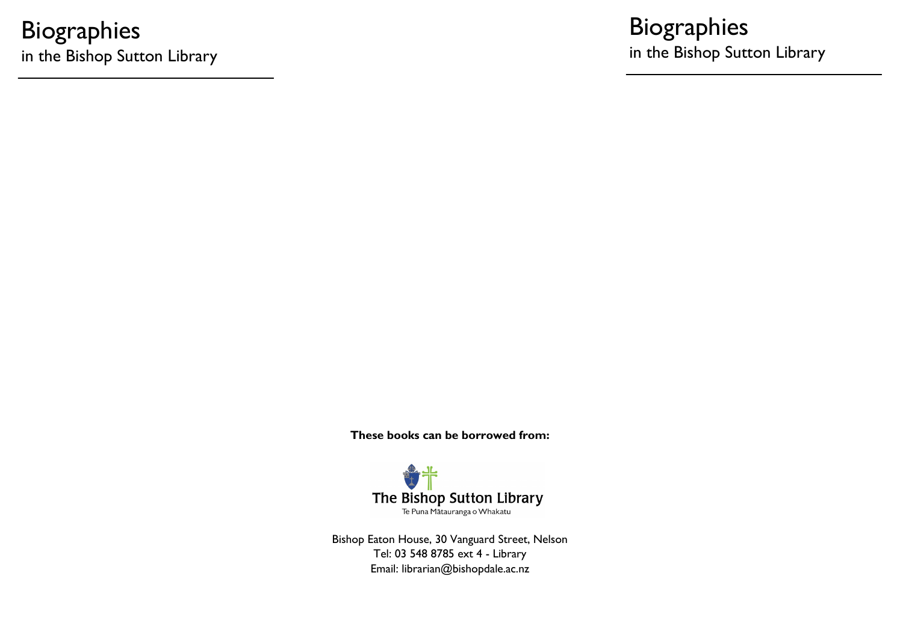# Biographies
in the Bishop Sutton Library

# Biographies
in the Bishop Sutton Library

**These books can be borrowed from:**

The Bishop Sutton Library
Te Puna Mātauranga o Whakatu

Bishop Eaton House, 30 Vanguard Street, Nelson
Tel: 03 548 8785 ext 4 - Library
Email: librarian@bishopdale.ac.nz